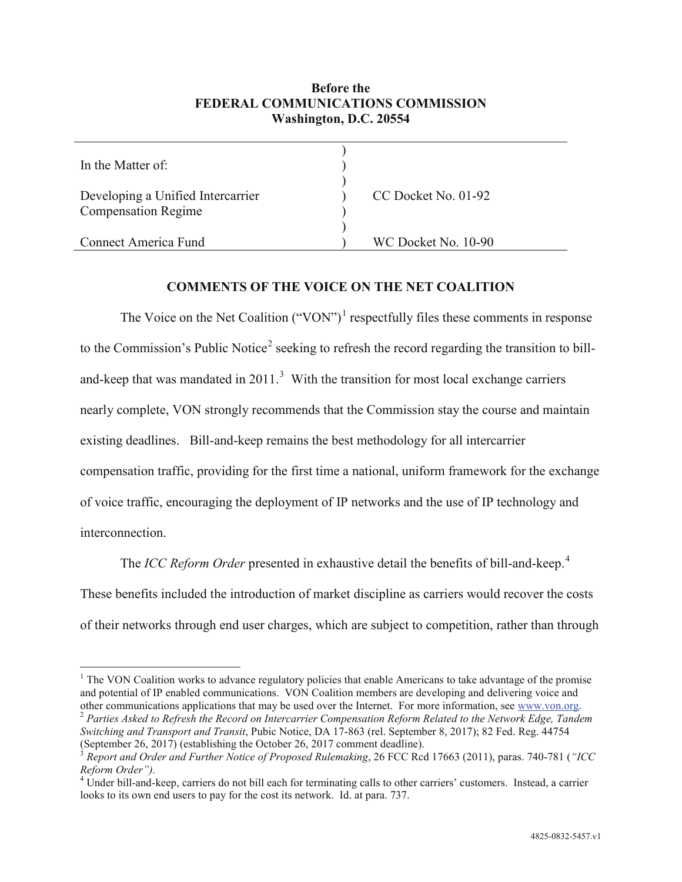**Before the**
**FEDERAL COMMUNICATIONS COMMISSION**
**Washington, D.C. 20554**

| | | |
|---|---|---|
| In the Matter of: | ) | |
| Developing a Unified Intercarrier Compensation Regime | ) | CC Docket No. 01-92 |
| Connect America Fund | ) | WC Docket No. 10-90 |

**COMMENTS OF THE VOICE ON THE NET COALITION**

The Voice on the Net Coalition ("VON")[1] respectfully files these comments in response to the Commission's Public Notice[2] seeking to refresh the record regarding the transition to bill-and-keep that was mandated in 2011.[3] With the transition for most local exchange carriers nearly complete, VON strongly recommends that the Commission stay the course and maintain existing deadlines. Bill-and-keep remains the best methodology for all intercarrier compensation traffic, providing for the first time a national, uniform framework for the exchange of voice traffic, encouraging the deployment of IP networks and the use of IP technology and interconnection.

The *ICC Reform Order* presented in exhaustive detail the benefits of bill-and-keep.[4] These benefits included the introduction of market discipline as carriers would recover the costs of their networks through end user charges, which are subject to competition, rather than through

---

[1] The VON Coalition works to advance regulatory policies that enable Americans to take advantage of the promise and potential of IP enabled communications. VON Coalition members are developing and delivering voice and other communications applications that may be used over the Internet. For more information, see www.von.org.

[2] *Parties Asked to Refresh the Record on Intercarrier Compensation Reform Related to the Network Edge, Tandem Switching and Transport and Transit*, Pubic Notice, DA 17-863 (rel. September 8, 2017); 82 Fed. Reg. 44754 (September 26, 2017) (establishing the October 26, 2017 comment deadline).

[3] *Report and Order and Further Notice of Proposed Rulemaking*, 26 FCC Rcd 17663 (2011), paras. 740-781 (*"ICC Reform Order")*.

[4] Under bill-and-keep, carriers do not bill each for terminating calls to other carriers' customers. Instead, a carrier looks to its own end users to pay for the cost its network. Id. at para. 737.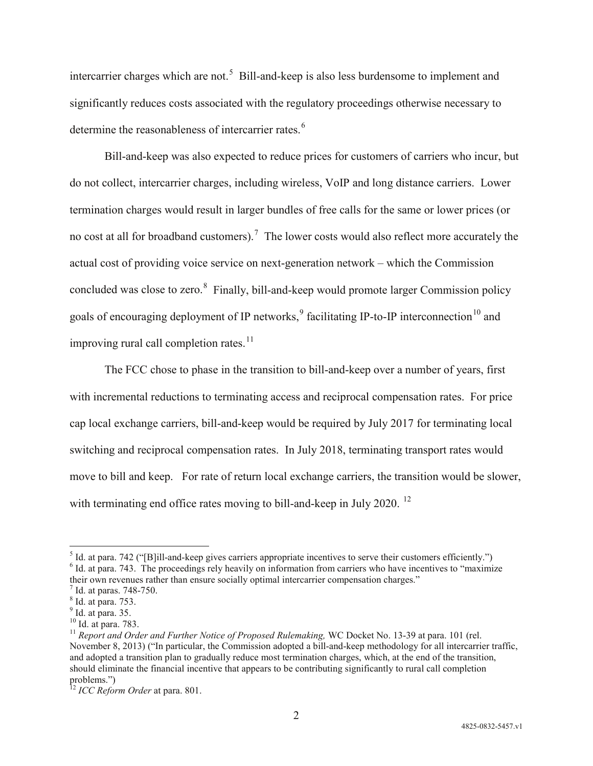intercarrier charges which are not.[5] Bill-and-keep is also less burdensome to implement and significantly reduces costs associated with the regulatory proceedings otherwise necessary to determine the reasonableness of intercarrier rates.[6]

Bill-and-keep was also expected to reduce prices for customers of carriers who incur, but do not collect, intercarrier charges, including wireless, VoIP and long distance carriers. Lower termination charges would result in larger bundles of free calls for the same or lower prices (or no cost at all for broadband customers).[7] The lower costs would also reflect more accurately the actual cost of providing voice service on next-generation network – which the Commission concluded was close to zero.[8] Finally, bill-and-keep would promote larger Commission policy goals of encouraging deployment of IP networks,[9] facilitating IP-to-IP interconnection[10] and improving rural call completion rates.[11]

The FCC chose to phase in the transition to bill-and-keep over a number of years, first with incremental reductions to terminating access and reciprocal compensation rates. For price cap local exchange carriers, bill-and-keep would be required by July 2017 for terminating local switching and reciprocal compensation rates. In July 2018, terminating transport rates would move to bill and keep. For rate of return local exchange carriers, the transition would be slower, with terminating end office rates moving to bill-and-keep in July 2020.[12]

---

[5] Id. at para. 742 ("[B]ill-and-keep gives carriers appropriate incentives to serve their customers efficiently.")

[6] Id. at para. 743. The proceedings rely heavily on information from carriers who have incentives to "maximize their own revenues rather than ensure socially optimal intercarrier compensation charges."

[7] Id. at paras. 748-750.

[8] Id. at para. 753.

[9] Id. at para. 35.

[10] Id. at para. 783.

[11] *Report and Order and Further Notice of Proposed Rulemaking,* WC Docket No. 13-39 at para. 101 (rel. November 8, 2013) ("In particular, the Commission adopted a bill-and-keep methodology for all intercarrier traffic, and adopted a transition plan to gradually reduce most termination charges, which, at the end of the transition, should eliminate the financial incentive that appears to be contributing significantly to rural call completion problems.")

[12] *ICC Reform Order* at para. 801.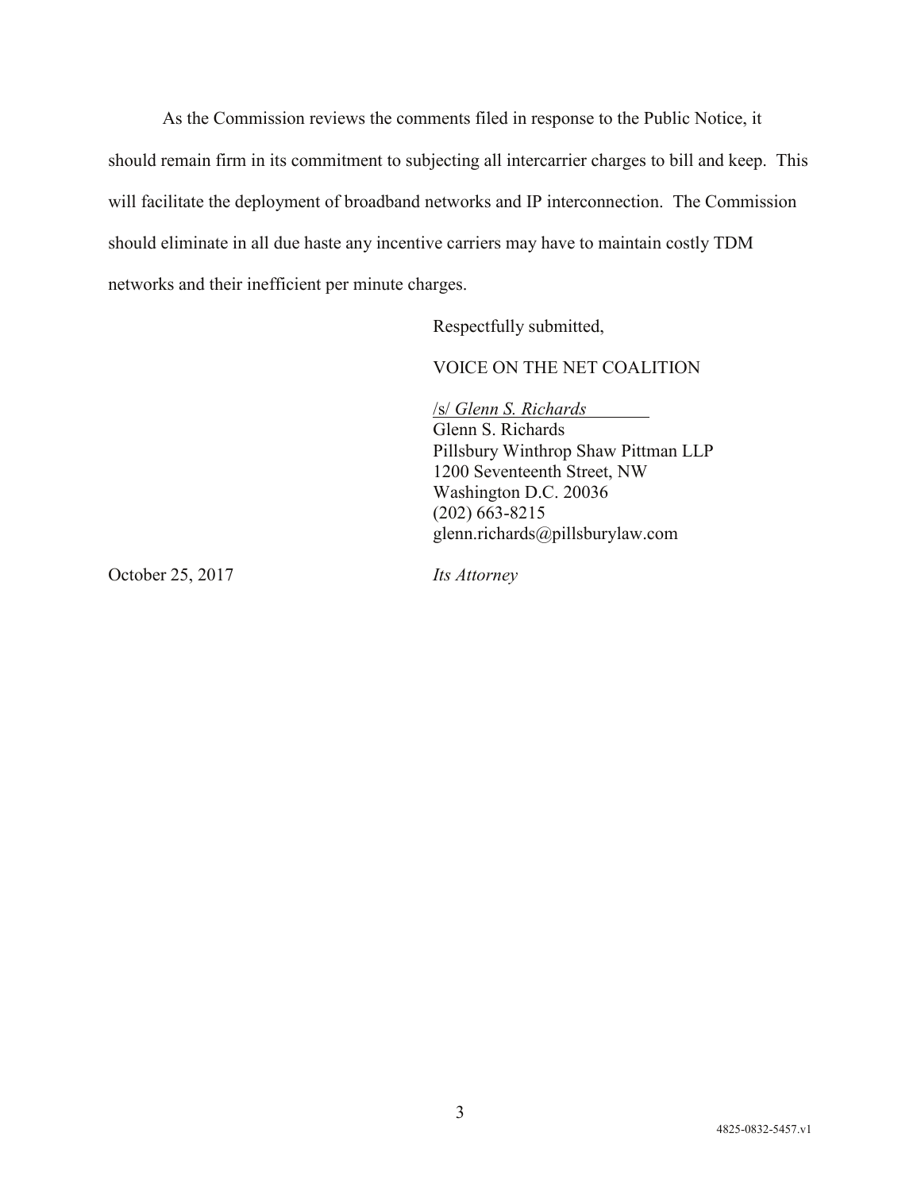As the Commission reviews the comments filed in response to the Public Notice, it should remain firm in its commitment to subjecting all intercarrier charges to bill and keep. This will facilitate the deployment of broadband networks and IP interconnection. The Commission should eliminate in all due haste any incentive carriers may have to maintain costly TDM networks and their inefficient per minute charges.

Respectfully submitted,

VOICE ON THE NET COALITION

/s/ *Glenn S. Richards*
Glenn S. Richards
Pillsbury Winthrop Shaw Pittman LLP
1200 Seventeenth Street, NW
Washington D.C. 20036
(202) 663-8215
glenn.richards@pillsburylaw.com

October 25, 2017

*Its Attorney*

4825-0832-5457.v1